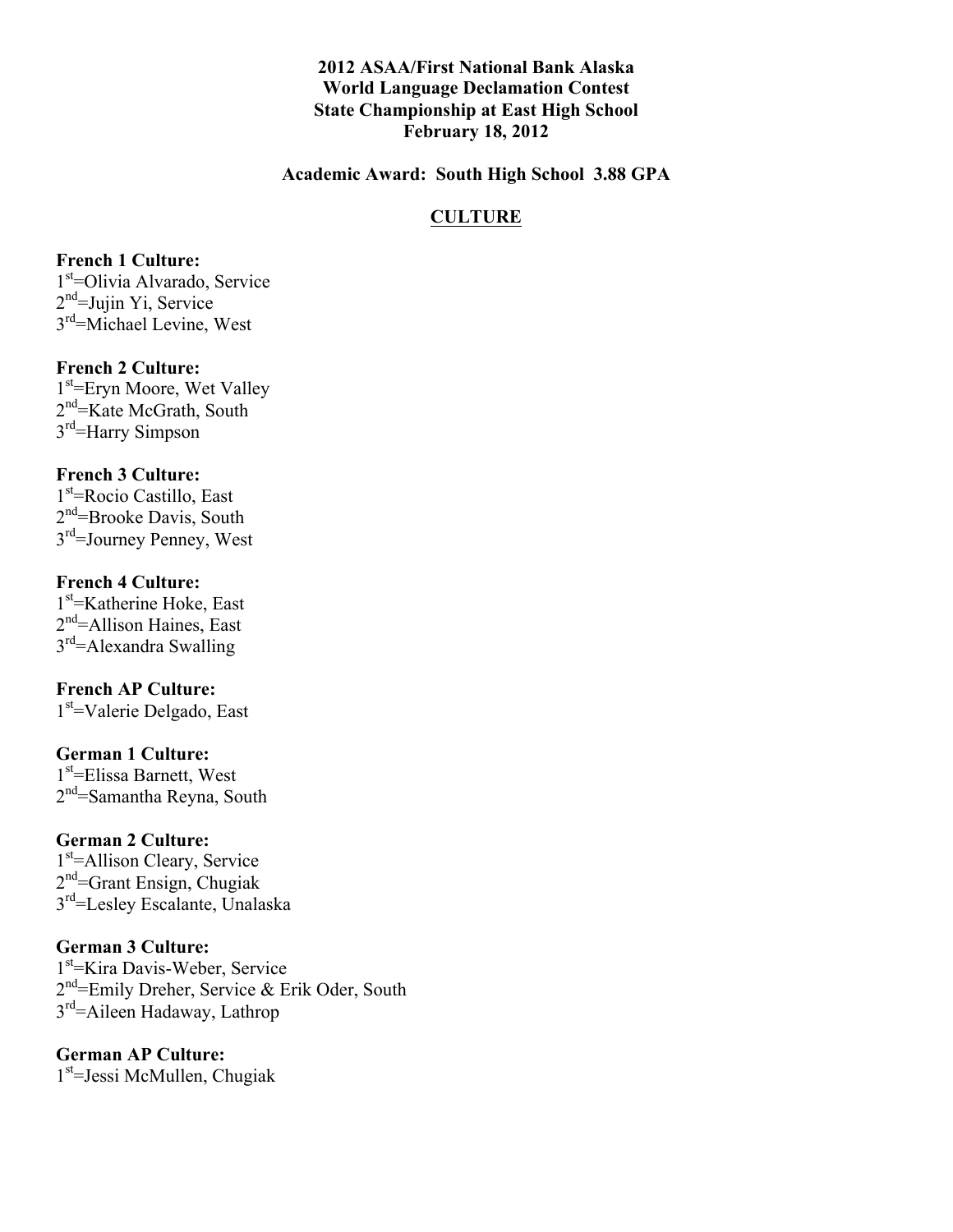**2012 ASAA/First National Bank Alaska**
**World Language Declamation Contest**
**State Championship at East High School**
**February 18, 2012**

**Academic Award: South High School 3.88 GPA**

## CULTURE

**French 1 Culture:**
1st=Olivia Alvarado, Service
2nd=Jujin Yi, Service
3rd=Michael Levine, West

**French 2 Culture:**
1st=Eryn Moore, Wet Valley
2nd=Kate McGrath, South
3rd=Harry Simpson

**French 3 Culture:**
1st=Rocio Castillo, East
2nd=Brooke Davis, South
3rd=Journey Penney, West

**French 4 Culture:**
1st=Katherine Hoke, East
2nd=Allison Haines, East
3rd=Alexandra Swalling

**French AP Culture:**
1st=Valerie Delgado, East

**German 1 Culture:**
1st=Elissa Barnett, West
2nd=Samantha Reyna, South

**German 2 Culture:**
1st=Allison Cleary, Service
2nd=Grant Ensign, Chugiak
3rd=Lesley Escalante, Unalaska

**German 3 Culture:**
1st=Kira Davis-Weber, Service
2nd=Emily Dreher, Service & Erik Oder, South
3rd=Aileen Hadaway, Lathrop

**German AP Culture:**
1st=Jessi McMullen, Chugiak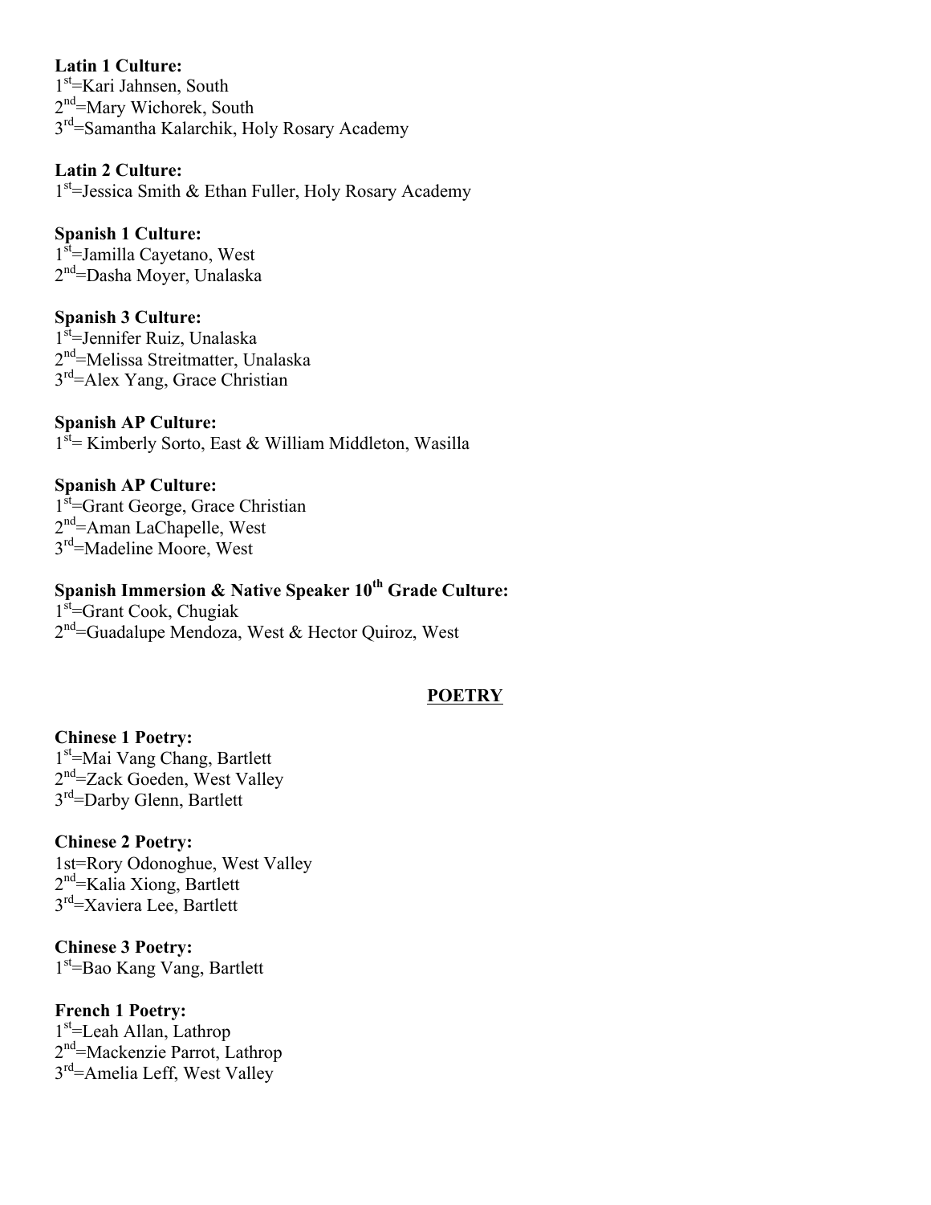**Latin 1 Culture:**
1st=Kari Jahnsen, South
2nd=Mary Wichorek, South
3rd=Samantha Kalarchik, Holy Rosary Academy

**Latin 2 Culture:**
1st=Jessica Smith & Ethan Fuller, Holy Rosary Academy

**Spanish 1 Culture:**
1st=Jamilla Cayetano, West
2nd=Dasha Moyer, Unalaska

**Spanish 3 Culture:**
1st=Jennifer Ruiz, Unalaska
2nd=Melissa Streitmatter, Unalaska
3rd=Alex Yang, Grace Christian

**Spanish AP Culture:**
1st= Kimberly Sorto, East & William Middleton, Wasilla

**Spanish AP Culture:**
1st=Grant George, Grace Christian
2nd=Aman LaChapelle, West
3rd=Madeline Moore, West

**Spanish Immersion & Native Speaker 10th Grade Culture:**
1st=Grant Cook, Chugiak
2nd=Guadalupe Mendoza, West & Hector Quiroz, West

## POETRY

**Chinese 1 Poetry:**
1st=Mai Vang Chang, Bartlett
2nd=Zack Goeden, West Valley
3rd=Darby Glenn, Bartlett

**Chinese 2 Poetry:**
1st=Rory Odonoghue, West Valley
2nd=Kalia Xiong, Bartlett
3rd=Xaviera Lee, Bartlett

**Chinese 3 Poetry:**
1st=Bao Kang Vang, Bartlett

**French 1 Poetry:**
1st=Leah Allan, Lathrop
2nd=Mackenzie Parrot, Lathrop
3rd=Amelia Leff, West Valley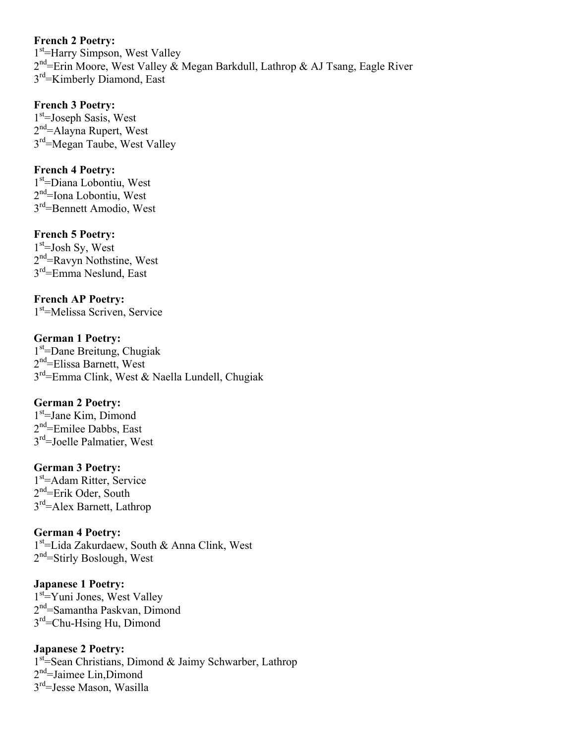**French 2 Poetry:**
1st=Harry Simpson, West Valley
2nd=Erin Moore, West Valley & Megan Barkdull, Lathrop & AJ Tsang, Eagle River
3rd=Kimberly Diamond, East

**French 3 Poetry:**
1st=Joseph Sasis, West
2nd=Alayna Rupert, West
3rd=Megan Taube, West Valley

**French 4 Poetry:**
1st=Diana Lobontiu, West
2nd=Iona Lobontiu, West
3rd=Bennett Amodio, West

**French 5 Poetry:**
1st=Josh Sy, West
2nd=Ravyn Nothstine, West
3rd=Emma Neslund, East

**French AP Poetry:**
1st=Melissa Scriven, Service

**German 1 Poetry:**
1st=Dane Breitung, Chugiak
2nd=Elissa Barnett, West
3rd=Emma Clink, West & Naella Lundell, Chugiak

**German 2 Poetry:**
1st=Jane Kim, Dimond
2nd=Emilee Dabbs, East
3rd=Joelle Palmatier, West

**German 3 Poetry:**
1st=Adam Ritter, Service
2nd=Erik Oder, South
3rd=Alex Barnett, Lathrop

**German 4 Poetry:**
1st=Lida Zakurdaew, South & Anna Clink, West
2nd=Stirly Boslough, West

**Japanese 1 Poetry:**
1st=Yuni Jones, West Valley
2nd=Samantha Paskvan, Dimond
3rd=Chu-Hsing Hu, Dimond

**Japanese 2 Poetry:**
1st=Sean Christians, Dimond & Jaimy Schwarber, Lathrop
2nd=Jaimee Lin,Dimond
3rd=Jesse Mason, Wasilla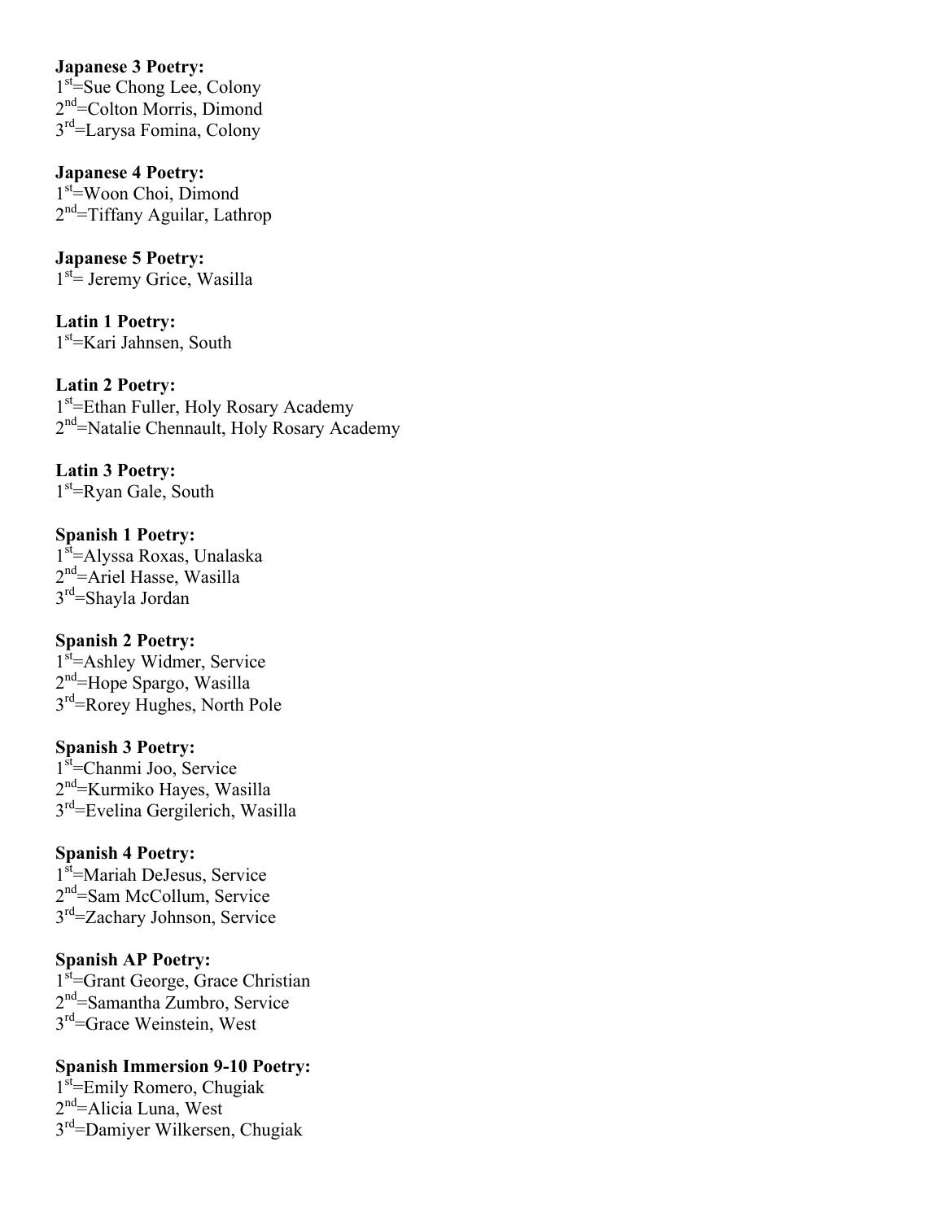**Japanese 3 Poetry:**
1st=Sue Chong Lee, Colony
2nd=Colton Morris, Dimond
3rd=Larysa Fomina, Colony

**Japanese 4 Poetry:**
1st=Woon Choi, Dimond
2nd=Tiffany Aguilar, Lathrop

**Japanese 5 Poetry:**
1st= Jeremy Grice, Wasilla

**Latin 1 Poetry:**
1st=Kari Jahnsen, South

**Latin 2 Poetry:**
1st=Ethan Fuller, Holy Rosary Academy
2nd=Natalie Chennault, Holy Rosary Academy

**Latin 3 Poetry:**
1st=Ryan Gale, South

**Spanish 1 Poetry:**
1st=Alyssa Roxas, Unalaska
2nd=Ariel Hasse, Wasilla
3rd=Shayla Jordan

**Spanish 2 Poetry:**
1st=Ashley Widmer, Service
2nd=Hope Spargo, Wasilla
3rd=Rorey Hughes, North Pole

**Spanish 3 Poetry:**
1st=Chanmi Joo, Service
2nd=Kurmiko Hayes, Wasilla
3rd=Evelina Gergilerich, Wasilla

**Spanish 4 Poetry:**
1st=Mariah DeJesus, Service
2nd=Sam McCollum, Service
3rd=Zachary Johnson, Service

**Spanish AP Poetry:**
1st=Grant George, Grace Christian
2nd=Samantha Zumbro, Service
3rd=Grace Weinstein, West

**Spanish Immersion 9-10 Poetry:**
1st=Emily Romero, Chugiak
2nd=Alicia Luna, West
3rd=Damiyer Wilkersen, Chugiak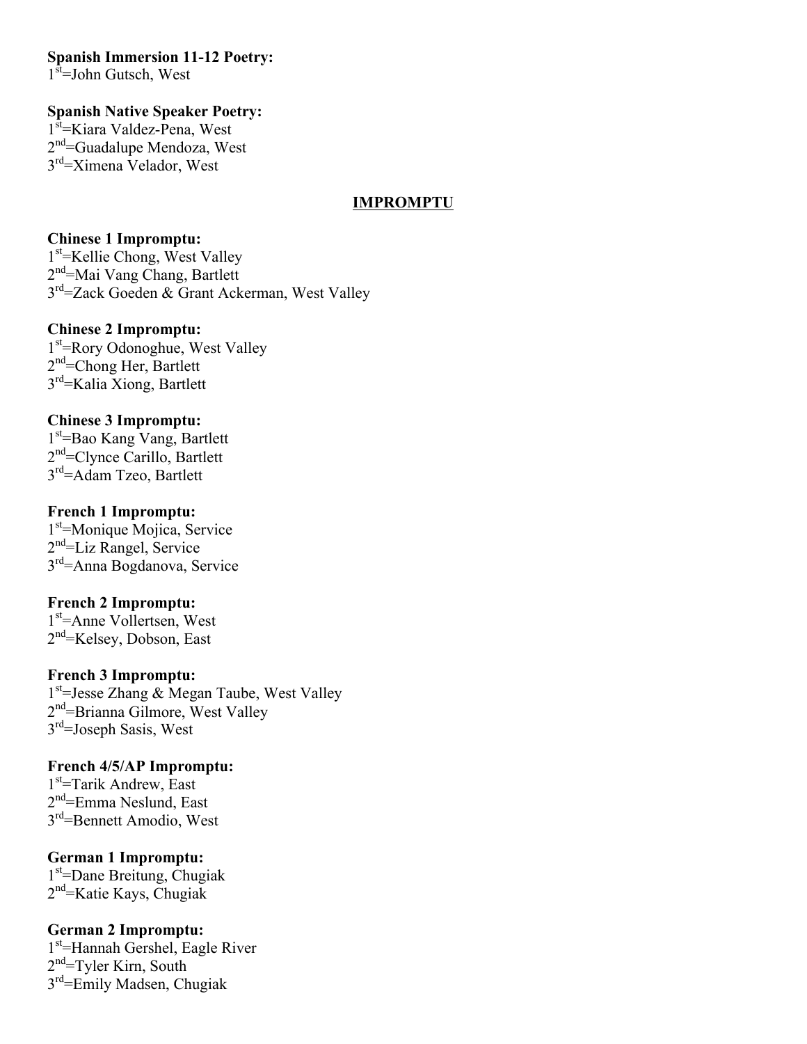**Spanish Immersion 11-12 Poetry:**
1st=John Gutsch, West

**Spanish Native Speaker Poetry:**
1st=Kiara Valdez-Pena, West
2nd=Guadalupe Mendoza, West
3rd=Ximena Velador, West

## IMPROMPTU

**Chinese 1 Impromptu:**
1st=Kellie Chong, West Valley
2nd=Mai Vang Chang, Bartlett
3rd=Zack Goeden & Grant Ackerman, West Valley

**Chinese 2 Impromptu:**
1st=Rory Odonoghue, West Valley
2nd=Chong Her, Bartlett
3rd=Kalia Xiong, Bartlett

**Chinese 3 Impromptu:**
1st=Bao Kang Vang, Bartlett
2nd=Clynce Carillo, Bartlett
3rd=Adam Tzeo, Bartlett

**French 1 Impromptu:**
1st=Monique Mojica, Service
2nd=Liz Rangel, Service
3rd=Anna Bogdanova, Service

**French 2 Impromptu:**
1st=Anne Vollertsen, West
2nd=Kelsey, Dobson, East

**French 3 Impromptu:**
1st=Jesse Zhang & Megan Taube, West Valley
2nd=Brianna Gilmore, West Valley
3rd=Joseph Sasis, West

**French 4/5/AP Impromptu:**
1st=Tarik Andrew, East
2nd=Emma Neslund, East
3rd=Bennett Amodio, West

**German 1 Impromptu:**
1st=Dane Breitung, Chugiak
2nd=Katie Kays, Chugiak

**German 2 Impromptu:**
1st=Hannah Gershel, Eagle River
2nd=Tyler Kirn, South
3rd=Emily Madsen, Chugiak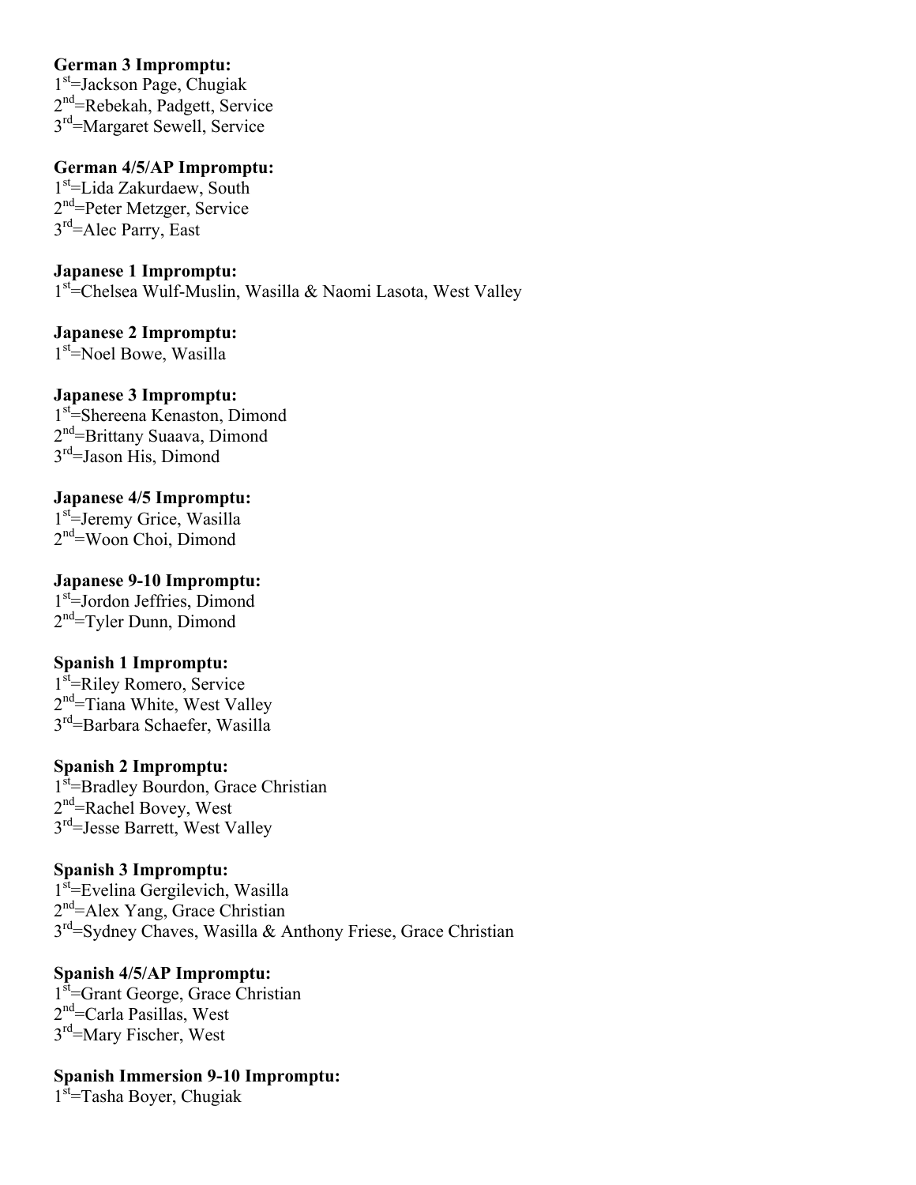**German 3 Impromptu:**
1st=Jackson Page, Chugiak
2nd=Rebekah, Padgett, Service
3rd=Margaret Sewell, Service

**German 4/5/AP Impromptu:**
1st=Lida Zakurdaew, South
2nd=Peter Metzger, Service
3rd=Alec Parry, East

**Japanese 1 Impromptu:**
1st=Chelsea Wulf-Muslin, Wasilla & Naomi Lasota, West Valley

**Japanese 2 Impromptu:**
1st=Noel Bowe, Wasilla

**Japanese 3 Impromptu:**
1st=Shereena Kenaston, Dimond
2nd=Brittany Suaava, Dimond
3rd=Jason His, Dimond

**Japanese 4/5 Impromptu:**
1st=Jeremy Grice, Wasilla
2nd=Woon Choi, Dimond

**Japanese 9-10 Impromptu:**
1st=Jordon Jeffries, Dimond
2nd=Tyler Dunn, Dimond

**Spanish 1 Impromptu:**
1st=Riley Romero, Service
2nd=Tiana White, West Valley
3rd=Barbara Schaefer, Wasilla

**Spanish 2 Impromptu:**
1st=Bradley Bourdon, Grace Christian
2nd=Rachel Bovey, West
3rd=Jesse Barrett, West Valley

**Spanish 3 Impromptu:**
1st=Evelina Gergilevich, Wasilla
2nd=Alex Yang, Grace Christian
3rd=Sydney Chaves, Wasilla & Anthony Friese, Grace Christian

**Spanish 4/5/AP Impromptu:**
1st=Grant George, Grace Christian
2nd=Carla Pasillas, West
3rd=Mary Fischer, West

**Spanish Immersion 9-10 Impromptu:**
1st=Tasha Boyer, Chugiak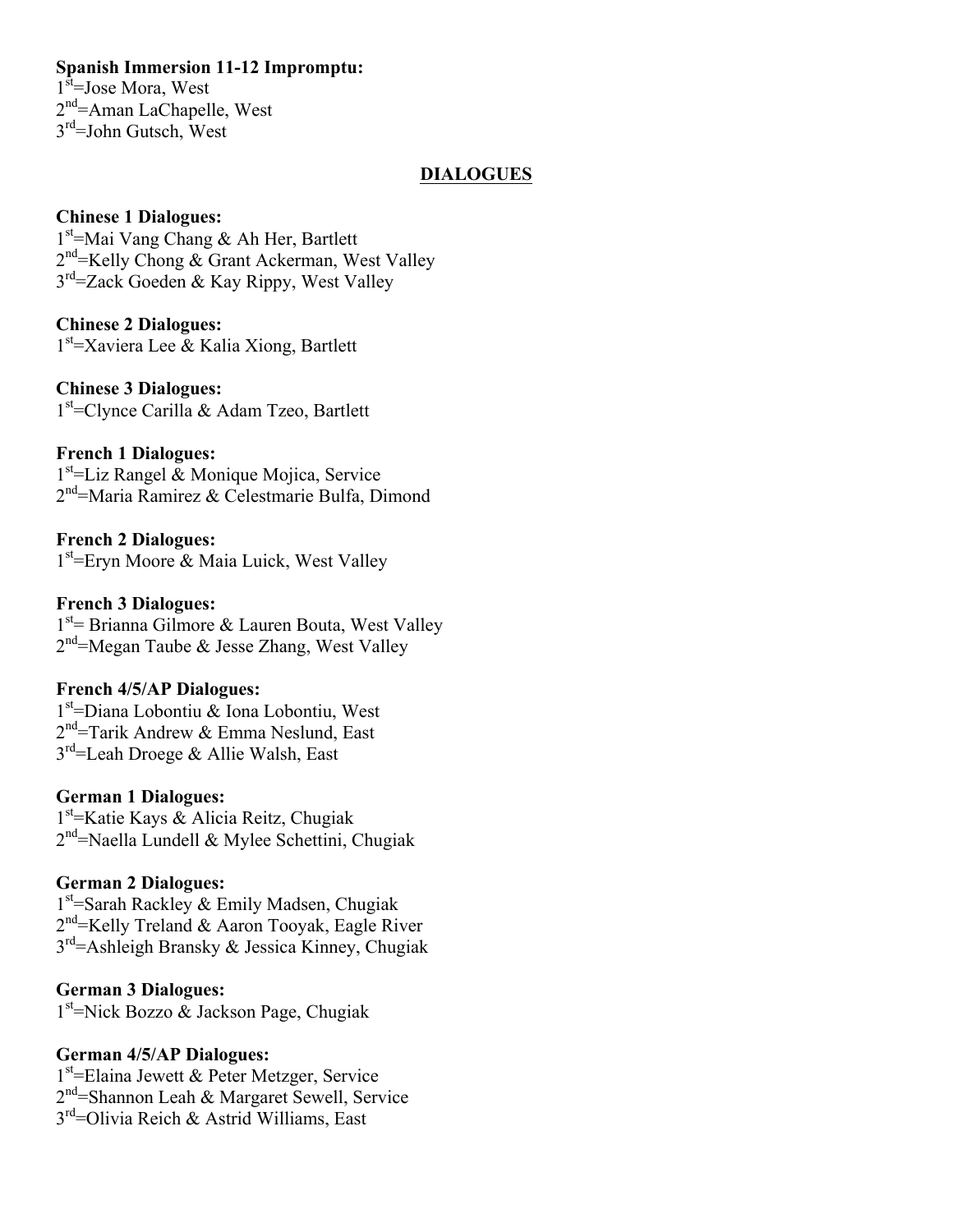**Spanish Immersion 11-12 Impromptu:**
1st=Jose Mora, West
2nd=Aman LaChapelle, West
3rd=John Gutsch, West

## DIALOGUES

**Chinese 1 Dialogues:**
1st=Mai Vang Chang & Ah Her, Bartlett
2nd=Kelly Chong & Grant Ackerman, West Valley
3rd=Zack Goeden & Kay Rippy, West Valley

**Chinese 2 Dialogues:**
1st=Xaviera Lee & Kalia Xiong, Bartlett

**Chinese 3 Dialogues:**
1st=Clynce Carilla & Adam Tzeo, Bartlett

**French 1 Dialogues:**
1st=Liz Rangel & Monique Mojica, Service
2nd=Maria Ramirez & Celestmarie Bulfa, Dimond

**French 2 Dialogues:**
1st=Eryn Moore & Maia Luick, West Valley

**French 3 Dialogues:**
1st= Brianna Gilmore & Lauren Bouta, West Valley
2nd=Megan Taube & Jesse Zhang, West Valley

**French 4/5/AP Dialogues:**
1st=Diana Lobontiu & Iona Lobontiu, West
2nd=Tarik Andrew & Emma Neslund, East
3rd=Leah Droege & Allie Walsh, East

**German 1 Dialogues:**
1st=Katie Kays & Alicia Reitz, Chugiak
2nd=Naella Lundell & Mylee Schettini, Chugiak

**German 2 Dialogues:**
1st=Sarah Rackley & Emily Madsen, Chugiak
2nd=Kelly Treland & Aaron Tooyak, Eagle River
3rd=Ashleigh Bransky & Jessica Kinney, Chugiak

**German 3 Dialogues:**
1st=Nick Bozzo & Jackson Page, Chugiak

**German 4/5/AP Dialogues:**
1st=Elaina Jewett & Peter Metzger, Service
2nd=Shannon Leah & Margaret Sewell, Service
3rd=Olivia Reich & Astrid Williams, East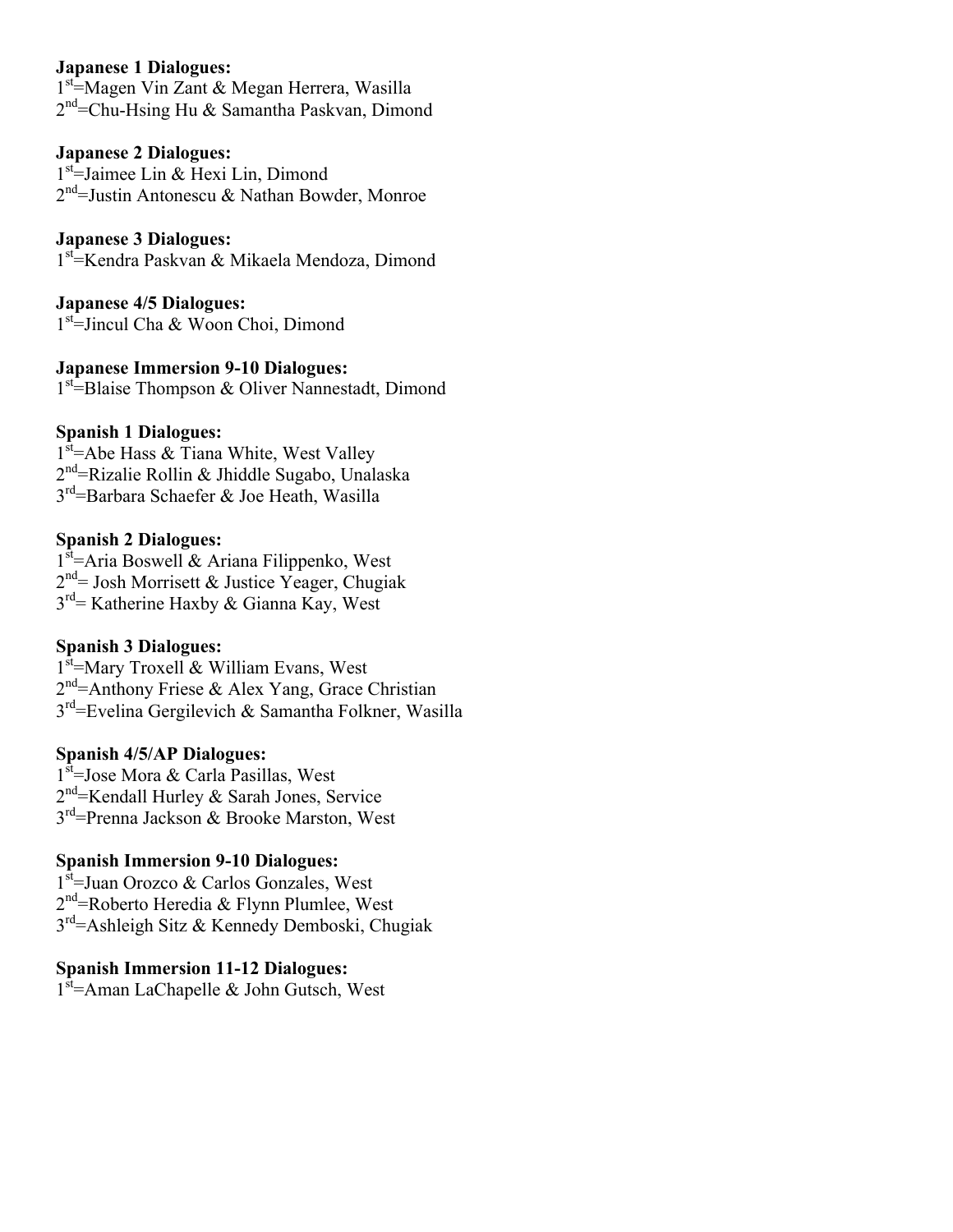**Japanese 1 Dialogues:**
1st=Magen Vin Zant & Megan Herrera, Wasilla
2nd=Chu-Hsing Hu & Samantha Paskvan, Dimond

**Japanese 2 Dialogues:**
1st=Jaimee Lin & Hexi Lin, Dimond
2nd=Justin Antonescu & Nathan Bowder, Monroe

**Japanese 3 Dialogues:**
1st=Kendra Paskvan & Mikaela Mendoza, Dimond

**Japanese 4/5 Dialogues:**
1st=Jincul Cha & Woon Choi, Dimond

**Japanese Immersion 9-10 Dialogues:**
1st=Blaise Thompson & Oliver Nannestadt, Dimond

**Spanish 1 Dialogues:**
1st=Abe Hass & Tiana White, West Valley
2nd=Rizalie Rollin & Jhiddle Sugabo, Unalaska
3rd=Barbara Schaefer & Joe Heath, Wasilla

**Spanish 2 Dialogues:**
1st=Aria Boswell & Ariana Filippenko, West
2nd= Josh Morrisett & Justice Yeager, Chugiak
3rd= Katherine Haxby & Gianna Kay, West

**Spanish 3 Dialogues:**
1st=Mary Troxell & William Evans, West
2nd=Anthony Friese & Alex Yang, Grace Christian
3rd=Evelina Gergilevich & Samantha Folkner, Wasilla

**Spanish 4/5/AP Dialogues:**
1st=Jose Mora & Carla Pasillas, West
2nd=Kendall Hurley & Sarah Jones, Service
3rd=Prenna Jackson & Brooke Marston, West

**Spanish Immersion 9-10 Dialogues:**
1st=Juan Orozco & Carlos Gonzales, West
2nd=Roberto Heredia & Flynn Plumlee, West
3rd=Ashleigh Sitz & Kennedy Demboski, Chugiak

**Spanish Immersion 11-12 Dialogues:**
1st=Aman LaChapelle & John Gutsch, West